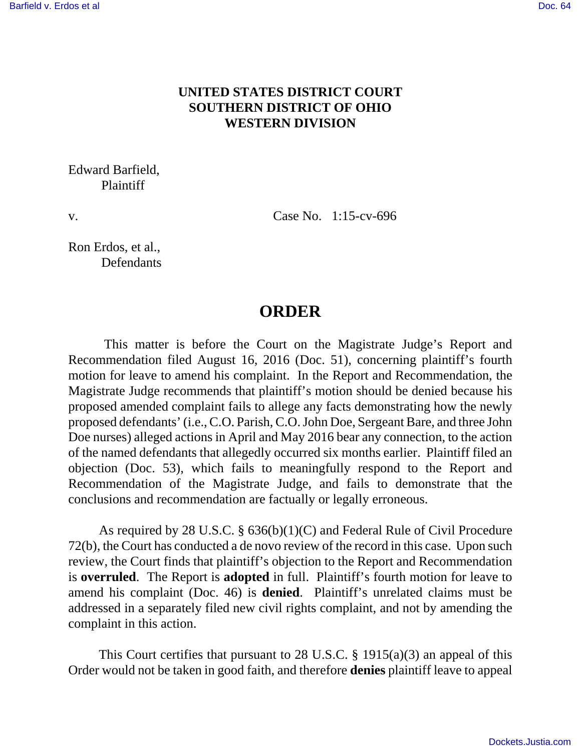**UNITED STATES DISTRICT COURT**
**SOUTHERN DISTRICT OF OHIO**
**WESTERN DIVISION**

Edward Barfield,
Plaintiff

v. Case No. 1:15-cv-696

Ron Erdos, et al.,
Defendants

# ORDER

This matter is before the Court on the Magistrate Judge's Report and Recommendation filed August 16, 2016 (Doc. 51), concerning plaintiff's fourth motion for leave to amend his complaint. In the Report and Recommendation, the Magistrate Judge recommends that plaintiff's motion should be denied because his proposed amended complaint fails to allege any facts demonstrating how the newly proposed defendants' (i.e., C.O. Parish, C.O. John Doe, Sergeant Bare, and three John Doe nurses) alleged actions in April and May 2016 bear any connection, to the action of the named defendants that allegedly occurred six months earlier. Plaintiff filed an objection (Doc. 53), which fails to meaningfully respond to the Report and Recommendation of the Magistrate Judge, and fails to demonstrate that the conclusions and recommendation are factually or legally erroneous.

As required by 28 U.S.C. § 636(b)(1)(C) and Federal Rule of Civil Procedure 72(b), the Court has conducted a de novo review of the record in this case. Upon such review, the Court finds that plaintiff's objection to the Report and Recommendation is **overruled**. The Report is **adopted** in full. Plaintiff's fourth motion for leave to amend his complaint (Doc. 46) is **denied**. Plaintiff's unrelated claims must be addressed in a separately filed new civil rights complaint, and not by amending the complaint in this action.

This Court certifies that pursuant to 28 U.S.C. § 1915(a)(3) an appeal of this Order would not be taken in good faith, and therefore **denies** plaintiff leave to appeal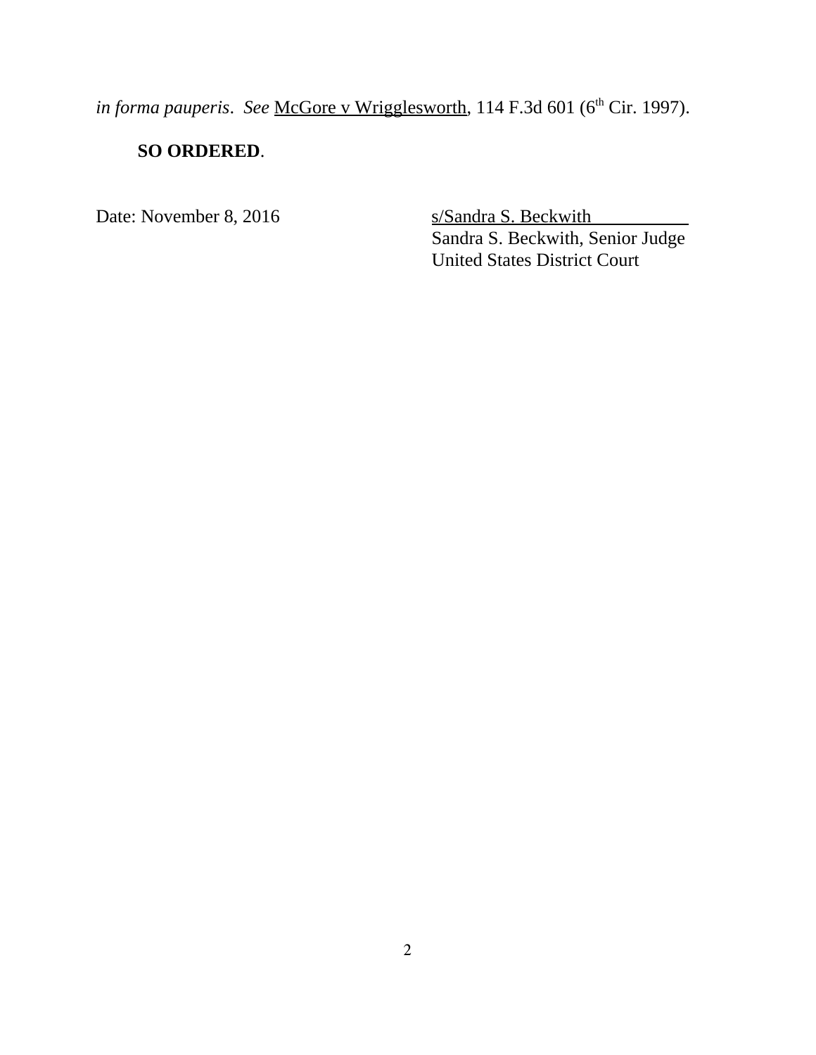*in forma pauperis*. *See* McGore v Wrigglesworth, 114 F.3d 601 (6th Cir. 1997).

**SO ORDERED**.

Date: November 8, 2016

s/Sandra S. Beckwith  
Sandra S. Beckwith, Senior Judge  
United States District Court